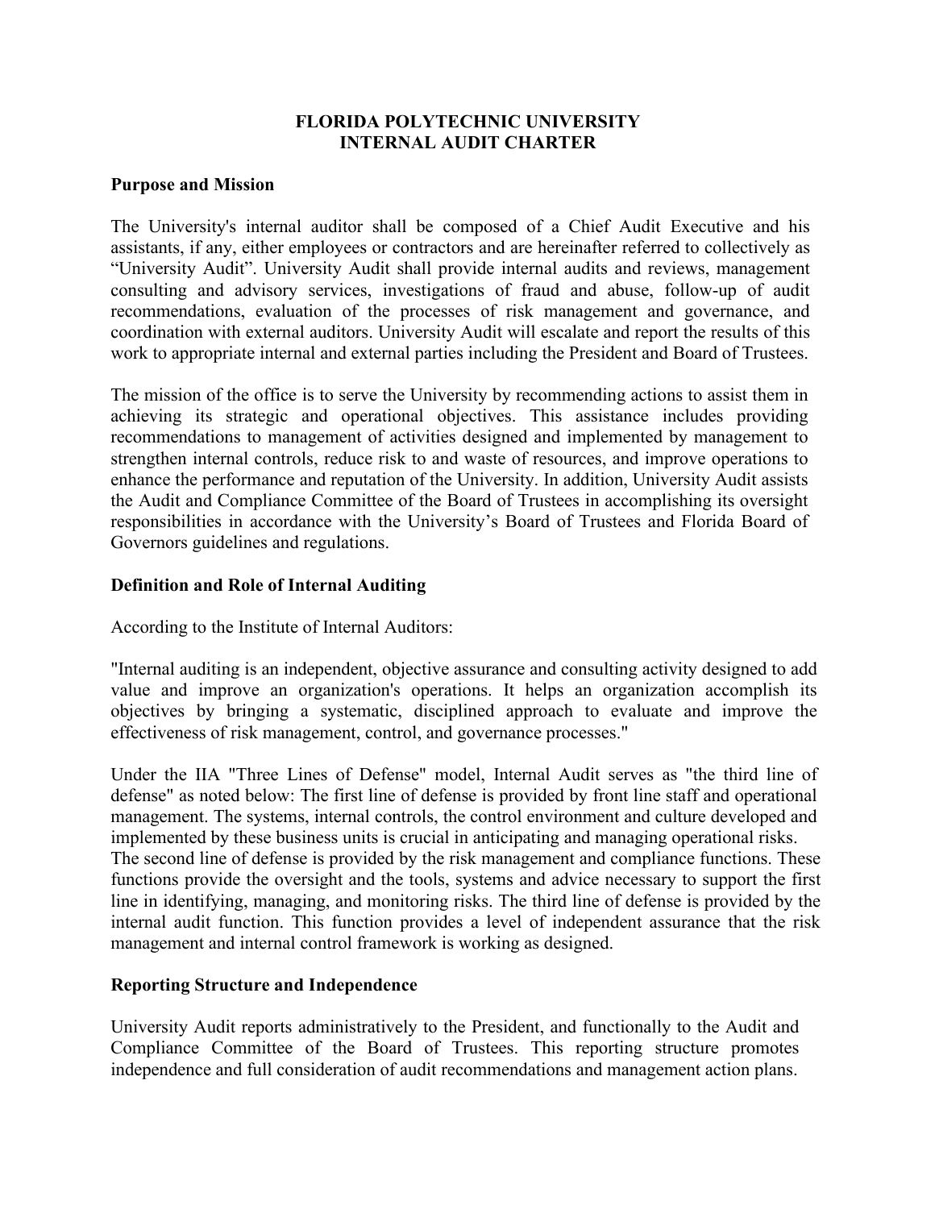# FLORIDA POLYTECHNIC UNIVERSITY
# INTERNAL AUDIT CHARTER

## Purpose and Mission

The University's internal auditor shall be composed of a Chief Audit Executive and his assistants, if any, either employees or contractors and are hereinafter referred to collectively as "University Audit". University Audit shall provide internal audits and reviews, management consulting and advisory services, investigations of fraud and abuse, follow-up of audit recommendations, evaluation of the processes of risk management and governance, and coordination with external auditors. University Audit will escalate and report the results of this work to appropriate internal and external parties including the President and Board of Trustees.

The mission of the office is to serve the University by recommending actions to assist them in achieving its strategic and operational objectives. This assistance includes providing recommendations to management of activities designed and implemented by management to strengthen internal controls, reduce risk to and waste of resources, and improve operations to enhance the performance and reputation of the University. In addition, University Audit assists the Audit and Compliance Committee of the Board of Trustees in accomplishing its oversight responsibilities in accordance with the University's Board of Trustees and Florida Board of Governors guidelines and regulations.

## Definition and Role of Internal Auditing

According to the Institute of Internal Auditors:

"Internal auditing is an independent, objective assurance and consulting activity designed to add value and improve an organization's operations. It helps an organization accomplish its objectives by bringing a systematic, disciplined approach to evaluate and improve the effectiveness of risk management, control, and governance processes."

Under the IIA "Three Lines of Defense" model, Internal Audit serves as "the third line of defense" as noted below: The first line of defense is provided by front line staff and operational management. The systems, internal controls, the control environment and culture developed and implemented by these business units is crucial in anticipating and managing operational risks. The second line of defense is provided by the risk management and compliance functions. These functions provide the oversight and the tools, systems and advice necessary to support the first line in identifying, managing, and monitoring risks. The third line of defense is provided by the internal audit function. This function provides a level of independent assurance that the risk management and internal control framework is working as designed.

## Reporting Structure and Independence

University Audit reports administratively to the President, and functionally to the Audit and Compliance Committee of the Board of Trustees. This reporting structure promotes independence and full consideration of audit recommendations and management action plans.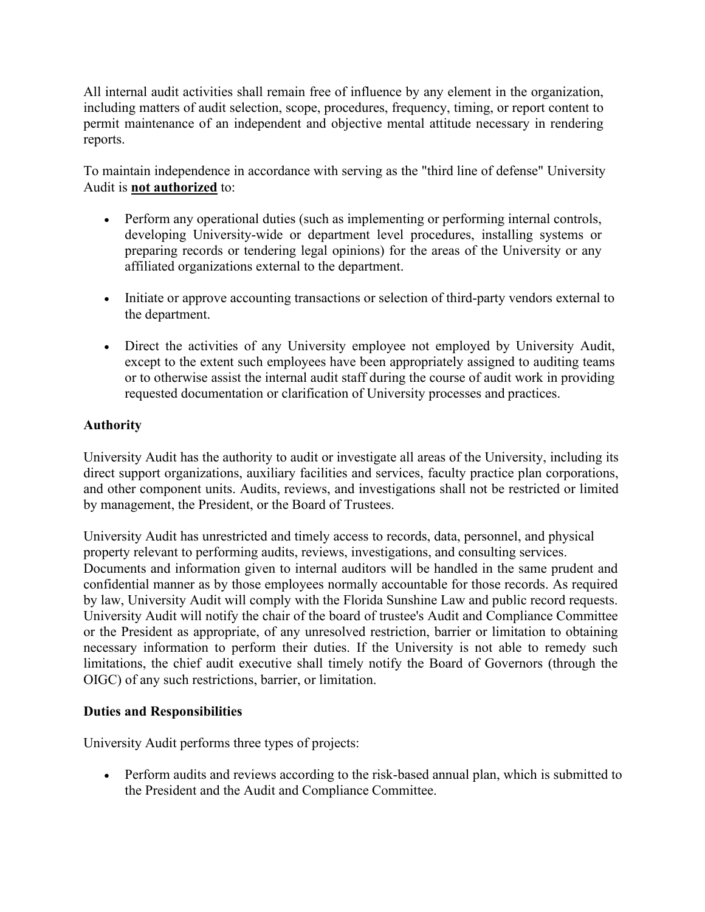All internal audit activities shall remain free of influence by any element in the organization, including matters of audit selection, scope, procedures, frequency, timing, or report content to permit maintenance of an independent and objective mental attitude necessary in rendering reports.

To maintain independence in accordance with serving as the "third line of defense" University Audit is **not authorized** to:

- Perform any operational duties (such as implementing or performing internal controls, developing University-wide or department level procedures, installing systems or preparing records or tendering legal opinions) for the areas of the University or any affiliated organizations external to the department.
- Initiate or approve accounting transactions or selection of third-party vendors external to the department.
- Direct the activities of any University employee not employed by University Audit, except to the extent such employees have been appropriately assigned to auditing teams or to otherwise assist the internal audit staff during the course of audit work in providing requested documentation or clarification of University processes and practices.

**Authority**

University Audit has the authority to audit or investigate all areas of the University, including its direct support organizations, auxiliary facilities and services, faculty practice plan corporations, and other component units. Audits, reviews, and investigations shall not be restricted or limited by management, the President, or the Board of Trustees.

University Audit has unrestricted and timely access to records, data, personnel, and physical property relevant to performing audits, reviews, investigations, and consulting services. Documents and information given to internal auditors will be handled in the same prudent and confidential manner as by those employees normally accountable for those records. As required by law, University Audit will comply with the Florida Sunshine Law and public record requests. University Audit will notify the chair of the board of trustee's Audit and Compliance Committee or the President as appropriate, of any unresolved restriction, barrier or limitation to obtaining necessary information to perform their duties. If the University is not able to remedy such limitations, the chief audit executive shall timely notify the Board of Governors (through the OIGC) of any such restrictions, barrier, or limitation.

**Duties and Responsibilities**

University Audit performs three types of projects:

- Perform audits and reviews according to the risk-based annual plan, which is submitted to the President and the Audit and Compliance Committee.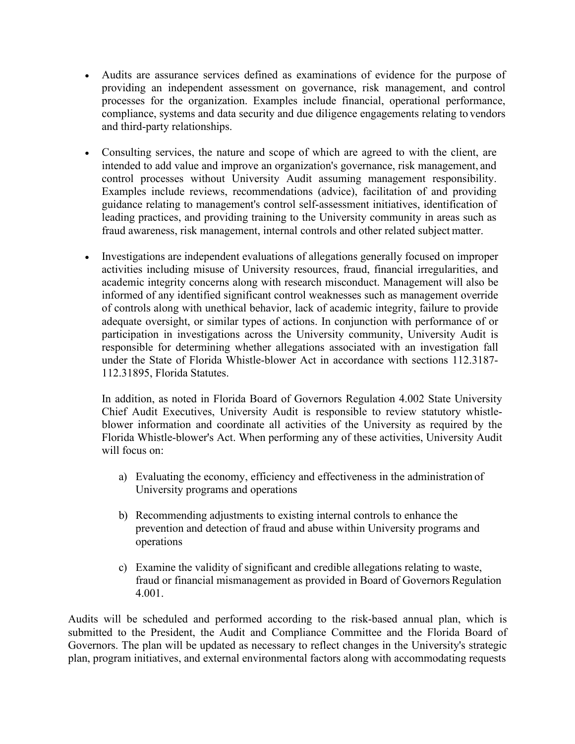- Audits are assurance services defined as examinations of evidence for the purpose of providing an independent assessment on governance, risk management, and control processes for the organization. Examples include financial, operational performance, compliance, systems and data security and due diligence engagements relating to vendors and third-party relationships.

- Consulting services, the nature and scope of which are agreed to with the client, are intended to add value and improve an organization's governance, risk management, and control processes without University Audit assuming management responsibility. Examples include reviews, recommendations (advice), facilitation of and providing guidance relating to management's control self-assessment initiatives, identification of leading practices, and providing training to the University community in areas such as fraud awareness, risk management, internal controls and other related subject matter.

- Investigations are independent evaluations of allegations generally focused on improper activities including misuse of University resources, fraud, financial irregularities, and academic integrity concerns along with research misconduct. Management will also be informed of any identified significant control weaknesses such as management override of controls along with unethical behavior, lack of academic integrity, failure to provide adequate oversight, or similar types of actions. In conjunction with performance of or participation in investigations across the University community, University Audit is responsible for determining whether allegations associated with an investigation fall under the State of Florida Whistle-blower Act in accordance with sections 112.3187-112.31895, Florida Statutes.

  In addition, as noted in Florida Board of Governors Regulation 4.002 State University Chief Audit Executives, University Audit is responsible to review statutory whistle-blower information and coordinate all activities of the University as required by the Florida Whistle-blower's Act. When performing any of these activities, University Audit will focus on:

  a) Evaluating the economy, efficiency and effectiveness in the administration of University programs and operations

  b) Recommending adjustments to existing internal controls to enhance the prevention and detection of fraud and abuse within University programs and operations

  c) Examine the validity of significant and credible allegations relating to waste, fraud or financial mismanagement as provided in Board of Governors Regulation 4.001.

Audits will be scheduled and performed according to the risk-based annual plan, which is submitted to the President, the Audit and Compliance Committee and the Florida Board of Governors. The plan will be updated as necessary to reflect changes in the University's strategic plan, program initiatives, and external environmental factors along with accommodating requests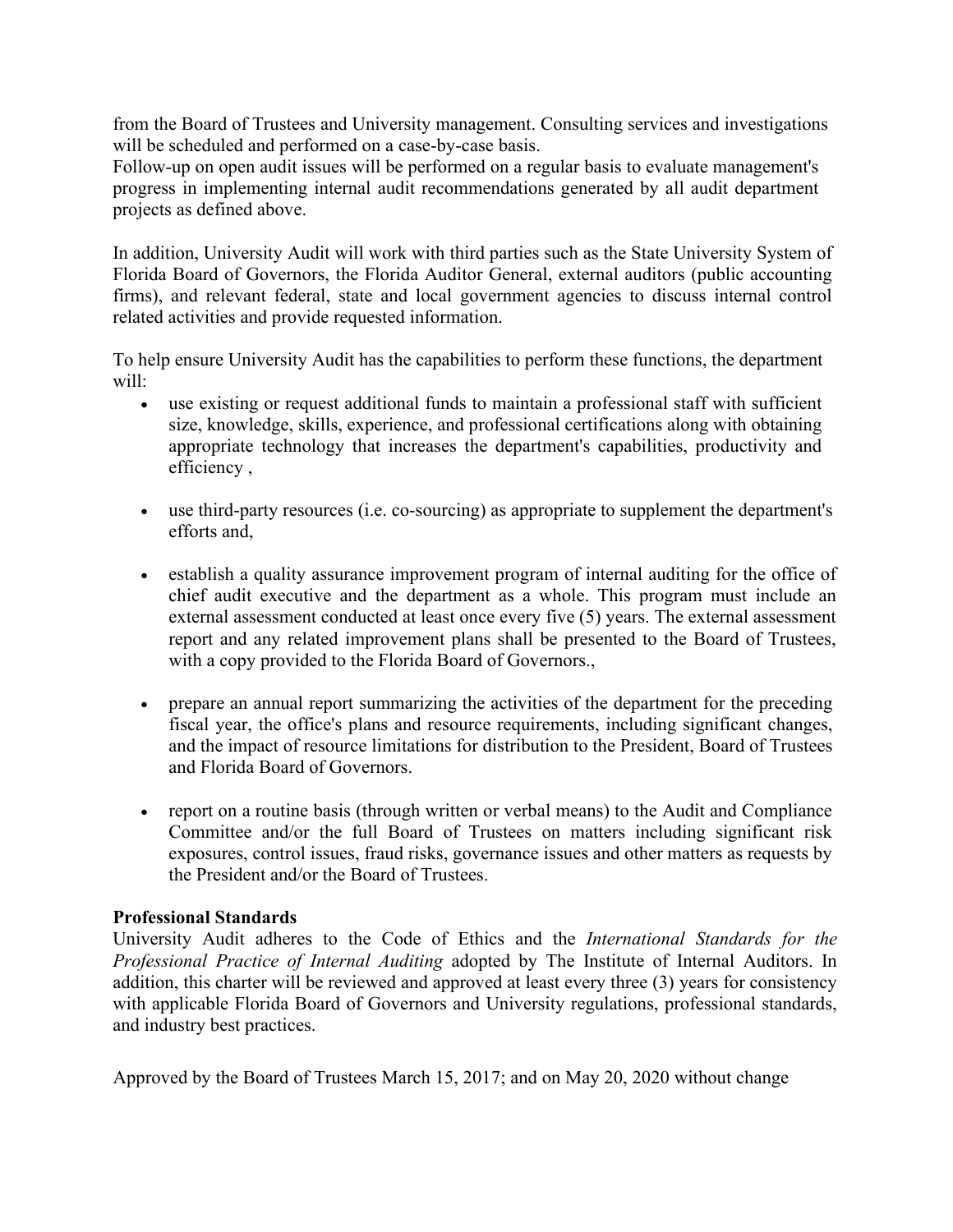from the Board of Trustees and University management. Consulting services and investigations will be scheduled and performed on a case-by-case basis.

Follow-up on open audit issues will be performed on a regular basis to evaluate management's progress in implementing internal audit recommendations generated by all audit department projects as defined above.

In addition, University Audit will work with third parties such as the State University System of Florida Board of Governors, the Florida Auditor General, external auditors (public accounting firms), and relevant federal, state and local government agencies to discuss internal control related activities and provide requested information.

To help ensure University Audit has the capabilities to perform these functions, the department will:

- use existing or request additional funds to maintain a professional staff with sufficient size, knowledge, skills, experience, and professional certifications along with obtaining appropriate technology that increases the department's capabilities, productivity and efficiency ,

- use third-party resources (i.e. co-sourcing) as appropriate to supplement the department's efforts and,

- establish a quality assurance improvement program of internal auditing for the office of chief audit executive and the department as a whole. This program must include an external assessment conducted at least once every five (5) years. The external assessment report and any related improvement plans shall be presented to the Board of Trustees, with a copy provided to the Florida Board of Governors.,

- prepare an annual report summarizing the activities of the department for the preceding fiscal year, the office's plans and resource requirements, including significant changes, and the impact of resource limitations for distribution to the President, Board of Trustees and Florida Board of Governors.

- report on a routine basis (through written or verbal means) to the Audit and Compliance Committee and/or the full Board of Trustees on matters including significant risk exposures, control issues, fraud risks, governance issues and other matters as requests by the President and/or the Board of Trustees.

**Professional Standards**

University Audit adheres to the Code of Ethics and the *International Standards for the Professional Practice of Internal Auditing* adopted by The Institute of Internal Auditors. In addition, this charter will be reviewed and approved at least every three (3) years for consistency with applicable Florida Board of Governors and University regulations, professional standards, and industry best practices.

Approved by the Board of Trustees March 15, 2017; and on May 20, 2020 without change